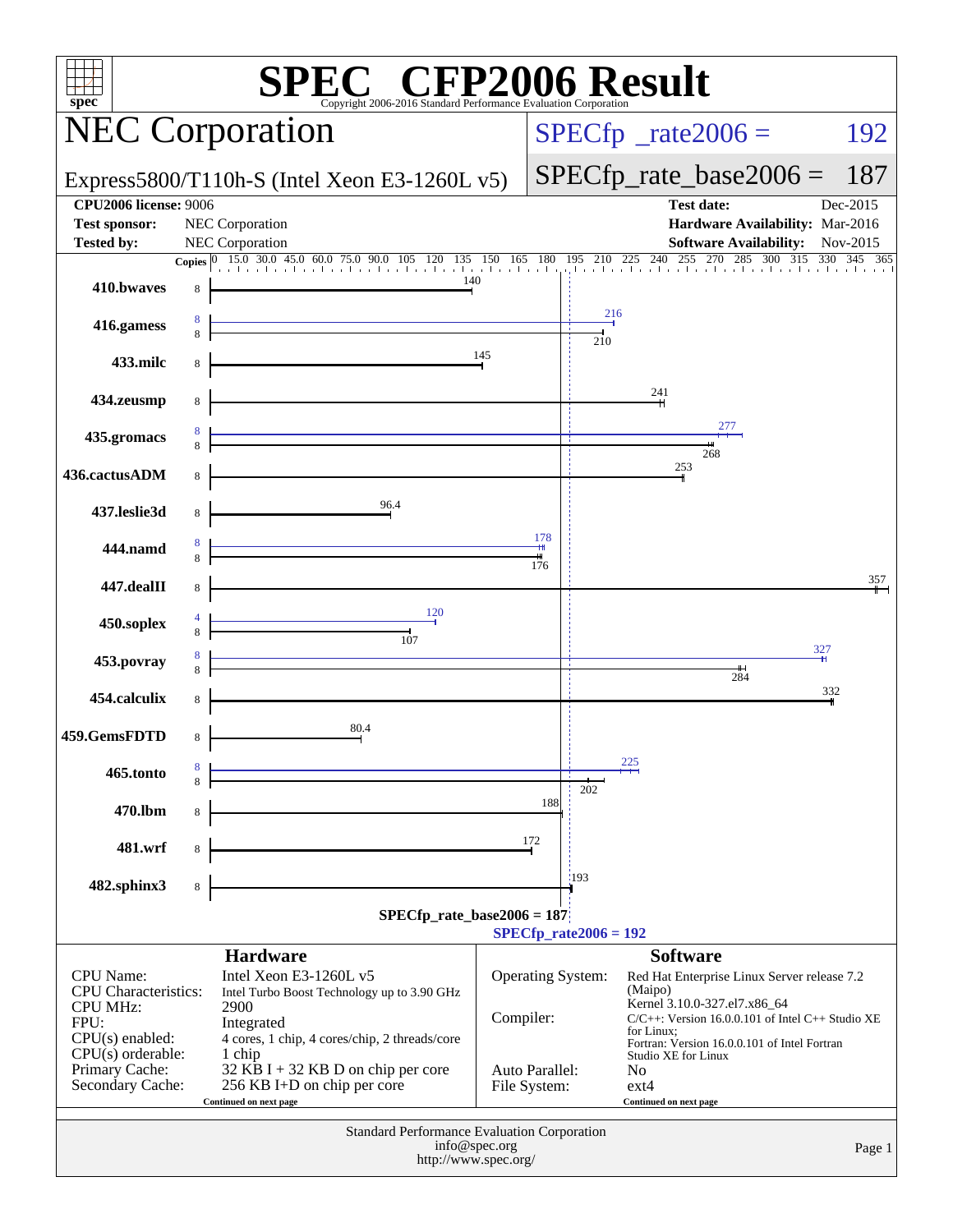# SPEC CFP2006 Result

Copyright 2006-2016 Standard Performance Evaluation Corporation

## NEC Corporation

Express5800/T110h-S (Intel Xeon E3-1260L v5)

SPECfp_rate2006 = 192

SPECfp_rate_base2006 = 187

| | | | |
|---|---|---|---|
| **CPU2006 license:** | 9006 | **Test date:** | Dec-2015 |
| **Test sponsor:** | NEC Corporation | **Hardware Availability:** | Mar-2016 |
| **Tested by:** | NEC Corporation | **Software Availability:** | Nov-2015 |

| Benchmark | Copies (peak) | Copies (base) | Peak | Base |
|---|---|---|---|---|
| 410.bwaves | | 8 | | 140 |
| 416.gamess | 8 | 8 | 216 | 210 |
| 433.milc | | 8 | | 145 |
| 434.zeusmp | | 8 | | 241 |
| 435.gromacs | 8 | 8 | 277 | 268 |
| 436.cactusADM | | 8 | | 253 |
| 437.leslie3d | | 8 | | 96.4 |
| 444.namd | 8 | 8 | 178 | 176 |
| 447.dealII | | 8 | | 357 |
| 450.soplex | 4 | 8 | 120 | 107 |
| 453.povray | 8 | 8 | 327 | 284 |
| 454.calculix | | 8 | | 332 |
| 459.GemsFDTD | | 8 | | 80.4 |
| 465.tonto | 8 | 8 | 225 | 202 |
| 470.lbm | | 8 | | 188 |
| 481.wrf | | 8 | | 172 |
| 482.sphinx3 | | 8 | | 193 |

SPECfp_rate_base2006 = 187

SPECfp_rate2006 = 192

### Hardware

| | |
|---|---|
| CPU Name: | Intel Xeon E3-1260L v5 |
| CPU Characteristics: | Intel Turbo Boost Technology up to 3.90 GHz |
| CPU MHz: | 2900 |
| FPU: | Integrated |
| CPU(s) enabled: | 4 cores, 1 chip, 4 cores/chip, 2 threads/core |
| CPU(s) orderable: | 1 chip |
| Primary Cache: | 32 KB I + 32 KB D on chip per core |
| Secondary Cache: | 256 KB I+D on chip per core |

Continued on next page

### Software

| | |
|---|---|
| Operating System: | Red Hat Enterprise Linux Server release 7.2 (Maipo) Kernel 3.10.0-327.el7.x86_64 |
| Compiler: | C/C++: Version 16.0.0.101 of Intel C++ Studio XE for Linux; Fortran: Version 16.0.0.101 of Intel Fortran Studio XE for Linux |
| Auto Parallel: | No |
| File System: | ext4 |

Continued on next page

Standard Performance Evaluation Corporation
info@spec.org
http://www.spec.org/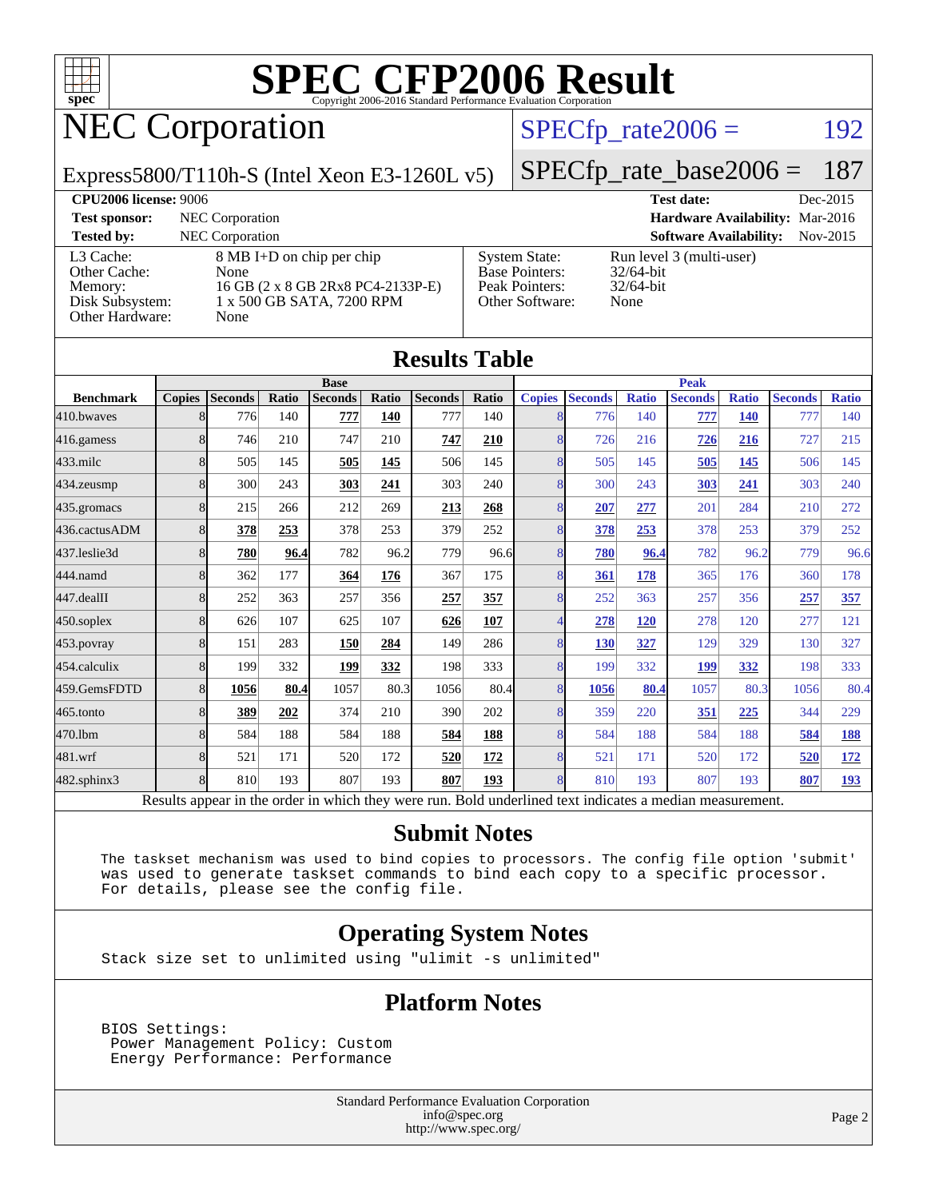# SPEC CFP2006 Result

Copyright 2006-2016 Standard Performance Evaluation Corporation

## NEC Corporation

Express5800/T110h-S (Intel Xeon E3-1260L v5)

SPECfp_rate2006 = 192

SPECfp_rate_base2006 = 187

**CPU2006 license:** 9006
**Test sponsor:** NEC Corporation
**Tested by:** NEC Corporation

**Test date:** Dec-2015
**Hardware Availability:** Mar-2016
**Software Availability:** Nov-2015

| | |
|---|---|
| L3 Cache: | 8 MB I+D on chip per chip |
| Other Cache: | None |
| Memory: | 16 GB (2 x 8 GB 2Rx8 PC4-2133P-E) |
| Disk Subsystem: | 1 x 500 GB SATA, 7200 RPM |
| Other Hardware: | None |

| | |
|---|---|
| System State: | Run level 3 (multi-user) |
| Base Pointers: | 32/64-bit |
| Peak Pointers: | 32/64-bit |
| Other Software: | None |

## Results Table

| | Base | | | | | | | Peak | | | | | | |
|---|---|---|---|---|---|---|---|---|---|---|---|---|---|---|
| **Benchmark** | **Copies** | **Seconds** | **Ratio** | **Seconds** | **Ratio** | **Seconds** | **Ratio** | **Copies** | **Seconds** | **Ratio** | **Seconds** | **Ratio** | **Seconds** | **Ratio** |
| 410.bwaves | 8 | 776 | 140 | **777** | **140** | 777 | 140 | 8 | 776 | 140 | **777** | **140** | 777 | 140 |
| 416.gamess | 8 | 746 | 210 | 747 | 210 | **747** | **210** | 8 | 726 | 216 | **726** | **216** | 727 | 215 |
| 433.milc | 8 | 505 | 145 | **505** | **145** | 506 | 145 | 8 | 505 | 145 | **505** | **145** | 506 | 145 |
| 434.zeusmp | 8 | 300 | 243 | **303** | **241** | 303 | 240 | 8 | 300 | 243 | **303** | **241** | 303 | 240 |
| 435.gromacs | 8 | 215 | 266 | 212 | 269 | **213** | **268** | 8 | **207** | **277** | 201 | 284 | 210 | 272 |
| 436.cactusADM | 8 | **378** | **253** | 378 | 253 | 379 | 252 | 8 | **378** | **253** | 378 | 253 | 379 | 252 |
| 437.leslie3d | 8 | **780** | **96.4** | 782 | 96.2 | 779 | 96.6 | 8 | **780** | **96.4** | 782 | 96.2 | 779 | 96.6 |
| 444.namd | 8 | 362 | 177 | **364** | **176** | 367 | 175 | 8 | **361** | **178** | 365 | 176 | 360 | 178 |
| 447.dealII | 8 | 252 | 363 | 257 | 356 | **257** | **357** | 8 | 252 | 363 | 257 | 356 | **257** | **357** |
| 450.soplex | 8 | 626 | 107 | 625 | 107 | **626** | **107** | 4 | **278** | **120** | 278 | 120 | 277 | 121 |
| 453.povray | 8 | 151 | 283 | **150** | **284** | 149 | 286 | 8 | **130** | **327** | 129 | 329 | 130 | 327 |
| 454.calculix | 8 | 199 | 332 | **199** | **332** | 198 | 333 | 8 | 199 | 332 | **199** | **332** | 198 | 333 |
| 459.GemsFDTD | 8 | **1056** | **80.4** | 1057 | 80.3 | 1056 | 80.4 | 8 | **1056** | **80.4** | 1057 | 80.3 | 1056 | 80.4 |
| 465.tonto | 8 | **389** | **202** | 374 | 210 | 390 | 202 | 8 | 359 | 220 | **351** | **225** | 344 | 229 |
| 470.lbm | 8 | 584 | 188 | 584 | 188 | **584** | **188** | 8 | 584 | 188 | 584 | 188 | **584** | **188** |
| 481.wrf | 8 | 521 | 171 | 520 | 172 | **520** | **172** | 8 | 521 | 171 | 520 | 172 | **520** | **172** |
| 482.sphinx3 | 8 | 810 | 193 | 807 | 193 | **807** | **193** | 8 | 810 | 193 | 807 | 193 | **807** | **193** |

Results appear in the order in which they were run. Bold underlined text indicates a median measurement.

## Submit Notes

```
The taskset mechanism was used to bind copies to processors. The config file option 'submit'
was used to generate taskset commands to bind each copy to a specific processor.
For details, please see the config file.
```

## Operating System Notes

```
Stack size set to unlimited using "ulimit -s unlimited"
```

## Platform Notes

```
BIOS Settings:
 Power Management Policy: Custom
 Energy Performance: Performance
```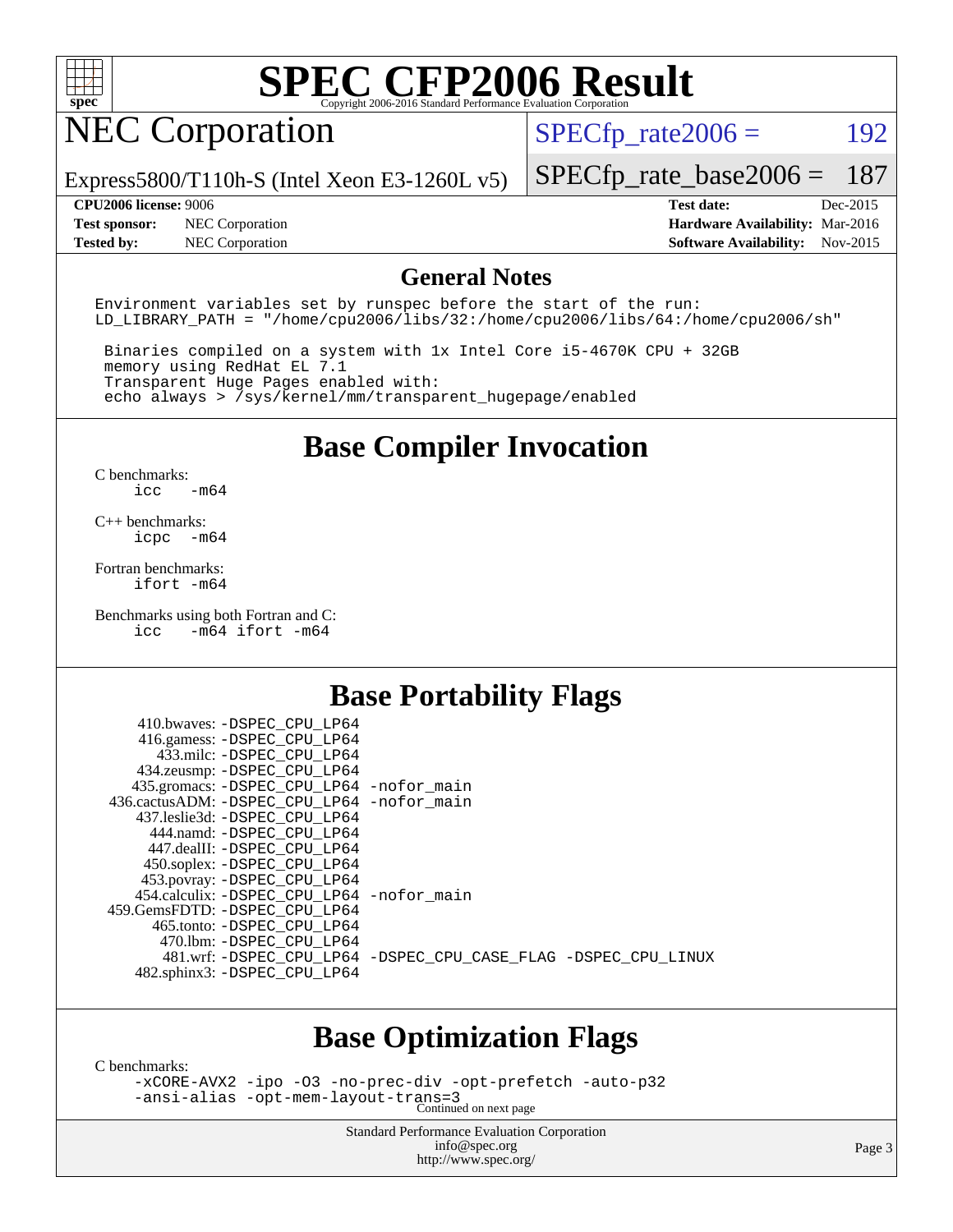# SPEC CFP2006 Result

Copyright 2006-2016 Standard Performance Evaluation Corporation

## NEC Corporation

Express5800/T110h-S (Intel Xeon E3-1260L v5)

SPECfp_rate2006 = 192

SPECfp_rate_base2006 = 187

**CPU2006 license:** 9006
**Test sponsor:** NEC Corporation
**Tested by:** NEC Corporation

**Test date:** Dec-2015
**Hardware Availability:** Mar-2016
**Software Availability:** Nov-2015

## General Notes

```
Environment variables set by runspec before the start of the run:
LD_LIBRARY_PATH = "/home/cpu2006/libs/32:/home/cpu2006/libs/64:/home/cpu2006/sh"

 Binaries compiled on a system with 1x Intel Core i5-4670K CPU + 32GB
 memory using RedHat EL 7.1
 Transparent Huge Pages enabled with:
 echo always > /sys/kernel/mm/transparent_hugepage/enabled
```

## Base Compiler Invocation

C benchmarks:
icc -m64

C++ benchmarks:
icpc -m64

Fortran benchmarks:
ifort -m64

Benchmarks using both Fortran and C:
icc -m64 ifort -m64

## Base Portability Flags

410.bwaves: -DSPEC_CPU_LP64
416.gamess: -DSPEC_CPU_LP64
433.milc: -DSPEC_CPU_LP64
434.zeusmp: -DSPEC_CPU_LP64
435.gromacs: -DSPEC_CPU_LP64 -nofor_main
436.cactusADM: -DSPEC_CPU_LP64 -nofor_main
437.leslie3d: -DSPEC_CPU_LP64
444.namd: -DSPEC_CPU_LP64
447.dealII: -DSPEC_CPU_LP64
450.soplex: -DSPEC_CPU_LP64
453.povray: -DSPEC_CPU_LP64
454.calculix: -DSPEC_CPU_LP64 -nofor_main
459.GemsFDTD: -DSPEC_CPU_LP64
465.tonto: -DSPEC_CPU_LP64
470.lbm: -DSPEC_CPU_LP64
481.wrf: -DSPEC_CPU_LP64 -DSPEC_CPU_CASE_FLAG -DSPEC_CPU_LINUX
482.sphinx3: -DSPEC_CPU_LP64

## Base Optimization Flags

C benchmarks:
-xCORE-AVX2 -ipo -O3 -no-prec-div -opt-prefetch -auto-p32
-ansi-alias -opt-mem-layout-trans=3

Continued on next page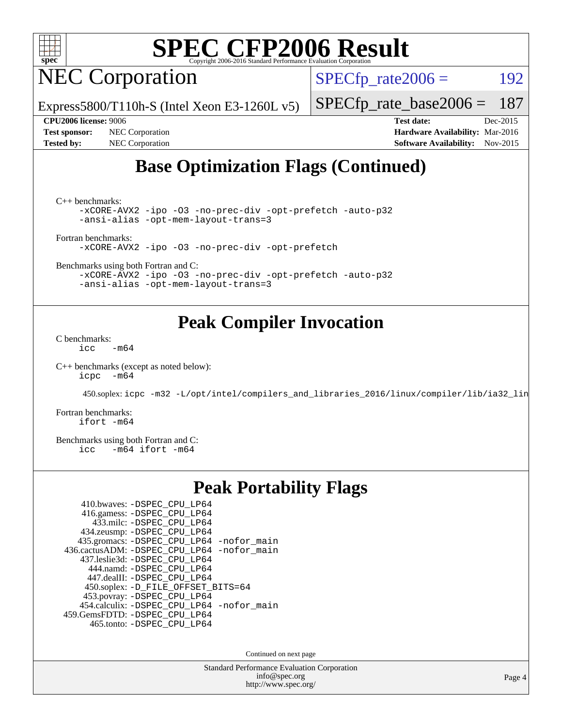# SPEC CFP2006 Result

Copyright 2006-2016 Standard Performance Evaluation Corporation

## NEC Corporation

Express5800/T110h-S (Intel Xeon E3-1260L v5)

SPECfp_rate2006 = 192

SPECfp_rate_base2006 = 187

**CPU2006 license:** 9006
**Test sponsor:** NEC Corporation
**Tested by:** NEC Corporation

**Test date:** Dec-2015
**Hardware Availability:** Mar-2016
**Software Availability:** Nov-2015

## Base Optimization Flags (Continued)

C++ benchmarks:

```
-xCORE-AVX2 -ipo -O3 -no-prec-div -opt-prefetch -auto-p32
-ansi-alias -opt-mem-layout-trans=3
```

Fortran benchmarks:

```
-xCORE-AVX2 -ipo -O3 -no-prec-div -opt-prefetch
```

Benchmarks using both Fortran and C:

```
-xCORE-AVX2 -ipo -O3 -no-prec-div -opt-prefetch -auto-p32
-ansi-alias -opt-mem-layout-trans=3
```

## Peak Compiler Invocation

C benchmarks:

```
icc   -m64
```

C++ benchmarks (except as noted below):

```
icpc  -m64
```

450.soplex: `icpc -m32 -L/opt/intel/compilers_and_libraries_2016/linux/compiler/lib/ia32_lin`

Fortran benchmarks:

```
ifort -m64
```

Benchmarks using both Fortran and C:

```
icc   -m64 ifort -m64
```

## Peak Portability Flags

410.bwaves: -DSPEC_CPU_LP64
416.gamess: -DSPEC_CPU_LP64
433.milc: -DSPEC_CPU_LP64
434.zeusmp: -DSPEC_CPU_LP64
435.gromacs: -DSPEC_CPU_LP64 -nofor_main
436.cactusADM: -DSPEC_CPU_LP64 -nofor_main
437.leslie3d: -DSPEC_CPU_LP64
444.namd: -DSPEC_CPU_LP64
447.dealII: -DSPEC_CPU_LP64
450.soplex: -D_FILE_OFFSET_BITS=64
453.povray: -DSPEC_CPU_LP64
454.calculix: -DSPEC_CPU_LP64 -nofor_main
459.GemsFDTD: -DSPEC_CPU_LP64
465.tonto: -DSPEC_CPU_LP64

Continued on next page

Standard Performance Evaluation Corporation
info@spec.org
http://www.spec.org/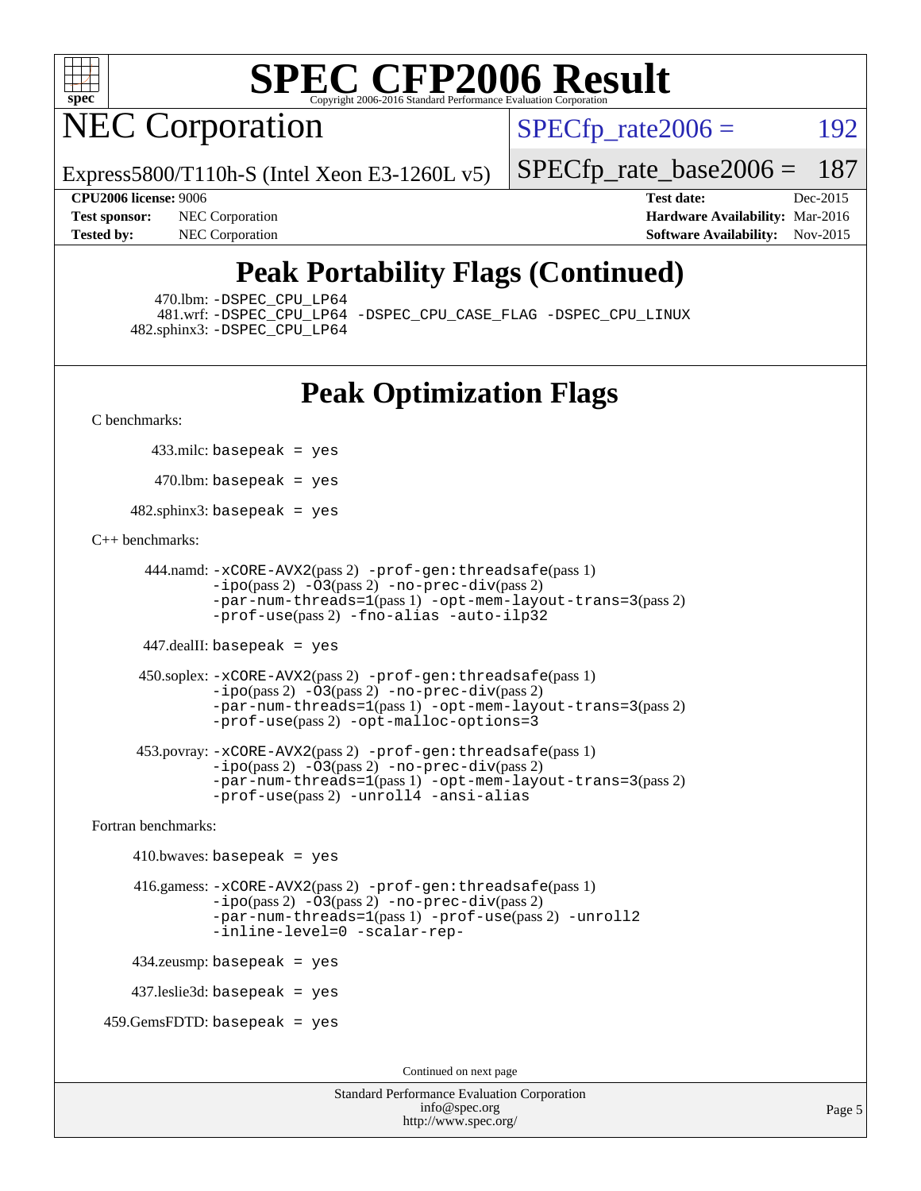# Peak Portability Flags (Continued)

470.lbm: -DSPEC_CPU_LP64
481.wrf: -DSPEC_CPU_LP64 -DSPEC_CPU_CASE_FLAG -DSPEC_CPU_LINUX
482.sphinx3: -DSPEC_CPU_LP64

# Peak Optimization Flags

C benchmarks:

433.milc: basepeak = yes

470.lbm: basepeak = yes

482.sphinx3: basepeak = yes

C++ benchmarks:

444.namd: -xCORE-AVX2(pass 2) -prof-gen:threadsafe(pass 1) -ipo(pass 2) -O3(pass 2) -no-prec-div(pass 2) -par-num-threads=1(pass 1) -opt-mem-layout-trans=3(pass 2) -prof-use(pass 2) -fno-alias -auto-ilp32

447.dealII: basepeak = yes

450.soplex: -xCORE-AVX2(pass 2) -prof-gen:threadsafe(pass 1) -ipo(pass 2) -O3(pass 2) -no-prec-div(pass 2) -par-num-threads=1(pass 1) -opt-mem-layout-trans=3(pass 2) -prof-use(pass 2) -opt-malloc-options=3

453.povray: -xCORE-AVX2(pass 2) -prof-gen:threadsafe(pass 1) -ipo(pass 2) -O3(pass 2) -no-prec-div(pass 2) -par-num-threads=1(pass 1) -opt-mem-layout-trans=3(pass 2) -prof-use(pass 2) -unroll4 -ansi-alias

Fortran benchmarks:

410.bwaves: basepeak = yes

416.gamess: -xCORE-AVX2(pass 2) -prof-gen:threadsafe(pass 1) -ipo(pass 2) -O3(pass 2) -no-prec-div(pass 2) -par-num-threads=1(pass 1) -prof-use(pass 2) -unroll2 -inline-level=0 -scalar-rep-

434.zeusmp: basepeak = yes

437.leslie3d: basepeak = yes

459.GemsFDTD: basepeak = yes

Continued on next page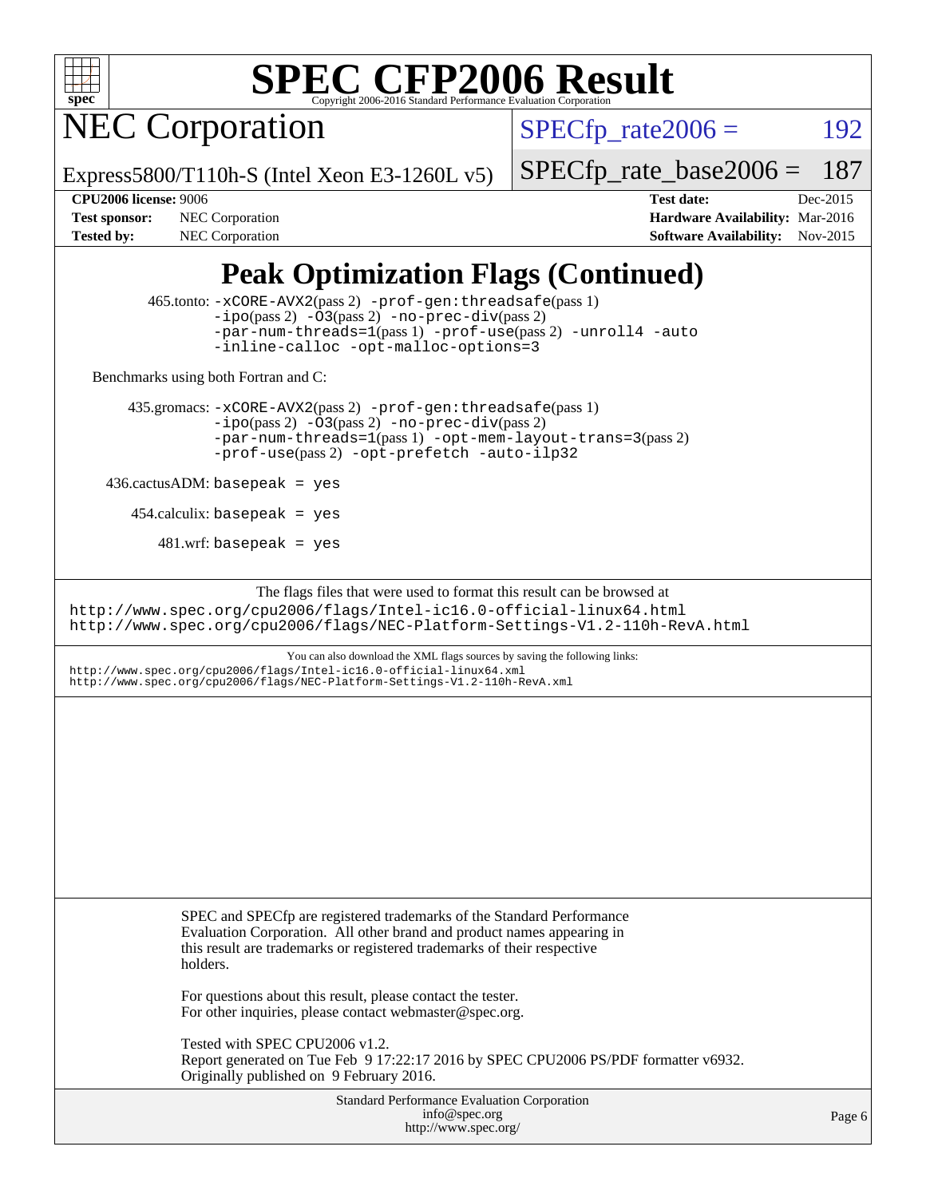# SPEC CFP2006 Result

Copyright 2006-2016 Standard Performance Evaluation Corporation

## NEC Corporation

Express5800/T110h-S (Intel Xeon E3-1260L v5)

SPECfp_rate2006 = 192

SPECfp_rate_base2006 = 187

**CPU2006 license:** 9006
**Test sponsor:** NEC Corporation
**Tested by:** NEC Corporation

**Test date:** Dec-2015
**Hardware Availability:** Mar-2016
**Software Availability:** Nov-2015

## Peak Optimization Flags (Continued)

465.tonto: -xCORE-AVX2(pass 2) -prof-gen:threadsafe(pass 1) -ipo(pass 2) -O3(pass 2) -no-prec-div(pass 2) -par-num-threads=1(pass 1) -prof-use(pass 2) -unroll4 -auto -inline-calloc -opt-malloc-options=3

Benchmarks using both Fortran and C:

435.gromacs: -xCORE-AVX2(pass 2) -prof-gen:threadsafe(pass 1) -ipo(pass 2) -O3(pass 2) -no-prec-div(pass 2) -par-num-threads=1(pass 1) -opt-mem-layout-trans=3(pass 2) -prof-use(pass 2) -opt-prefetch -auto-ilp32

436.cactusADM: basepeak = yes

454.calculix: basepeak = yes

481.wrf: basepeak = yes

The flags files that were used to format this result can be browsed at
http://www.spec.org/cpu2006/flags/Intel-ic16.0-official-linux64.html
http://www.spec.org/cpu2006/flags/NEC-Platform-Settings-V1.2-110h-RevA.html

You can also download the XML flags sources by saving the following links:
http://www.spec.org/cpu2006/flags/Intel-ic16.0-official-linux64.xml
http://www.spec.org/cpu2006/flags/NEC-Platform-Settings-V1.2-110h-RevA.xml

SPEC and SPECfp are registered trademarks of the Standard Performance Evaluation Corporation. All other brand and product names appearing in this result are trademarks or registered trademarks of their respective holders.

For questions about this result, please contact the tester.
For other inquiries, please contact webmaster@spec.org.

Tested with SPEC CPU2006 v1.2.
Report generated on Tue Feb 9 17:22:17 2016 by SPEC CPU2006 PS/PDF formatter v6932.
Originally published on 9 February 2016.